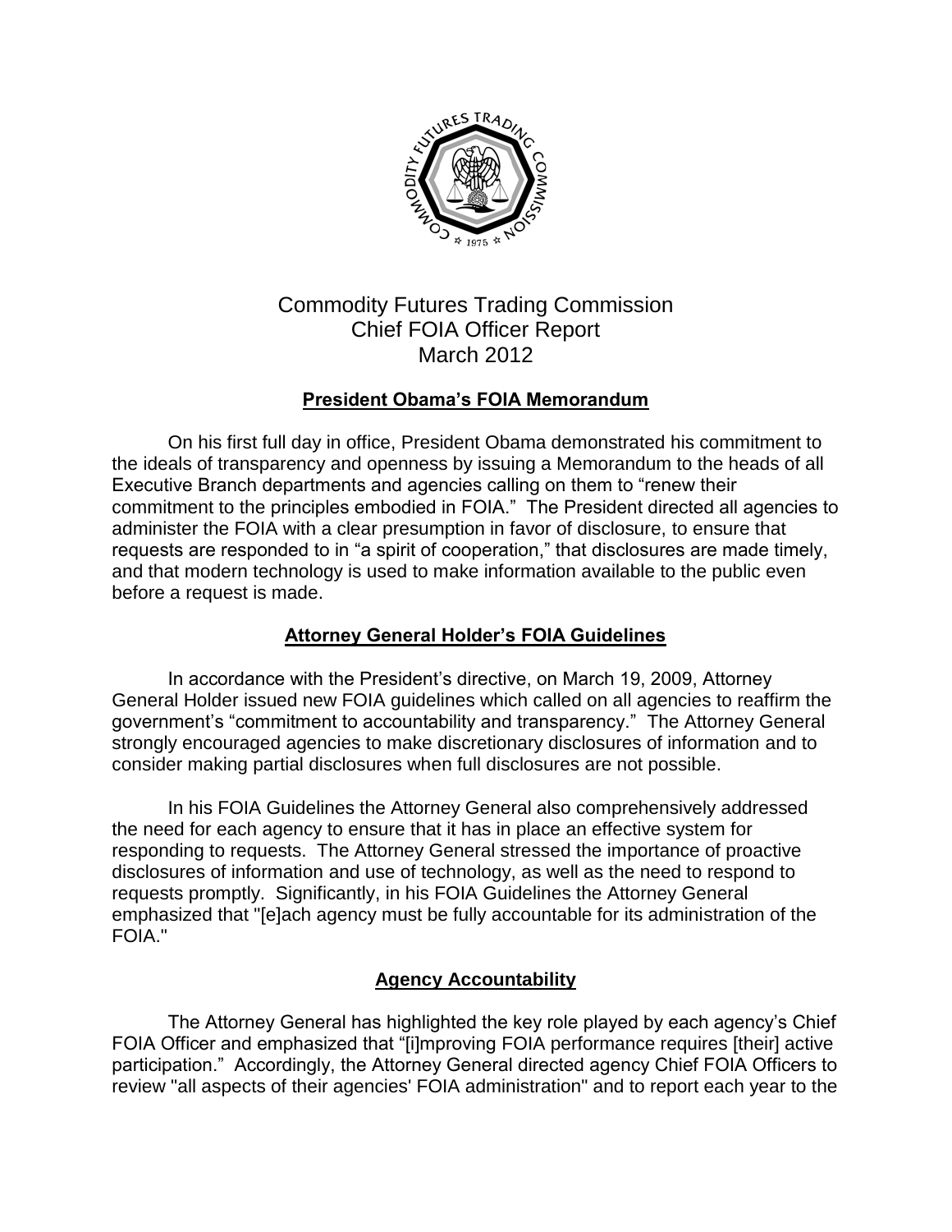# Commodity Futures Trading Commission
# Chief FOIA Officer Report
# March 2012

## President Obama's FOIA Memorandum

On his first full day in office, President Obama demonstrated his commitment to the ideals of transparency and openness by issuing a Memorandum to the heads of all Executive Branch departments and agencies calling on them to "renew their commitment to the principles embodied in FOIA." The President directed all agencies to administer the FOIA with a clear presumption in favor of disclosure, to ensure that requests are responded to in "a spirit of cooperation," that disclosures are made timely, and that modern technology is used to make information available to the public even before a request is made.

## Attorney General Holder's FOIA Guidelines

In accordance with the President's directive, on March 19, 2009, Attorney General Holder issued new FOIA guidelines which called on all agencies to reaffirm the government's "commitment to accountability and transparency." The Attorney General strongly encouraged agencies to make discretionary disclosures of information and to consider making partial disclosures when full disclosures are not possible.

In his FOIA Guidelines the Attorney General also comprehensively addressed the need for each agency to ensure that it has in place an effective system for responding to requests. The Attorney General stressed the importance of proactive disclosures of information and use of technology, as well as the need to respond to requests promptly. Significantly, in his FOIA Guidelines the Attorney General emphasized that "[e]ach agency must be fully accountable for its administration of the FOIA."

## Agency Accountability

The Attorney General has highlighted the key role played by each agency's Chief FOIA Officer and emphasized that "[i]mproving FOIA performance requires [their] active participation." Accordingly, the Attorney General directed agency Chief FOIA Officers to review "all aspects of their agencies' FOIA administration" and to report each year to the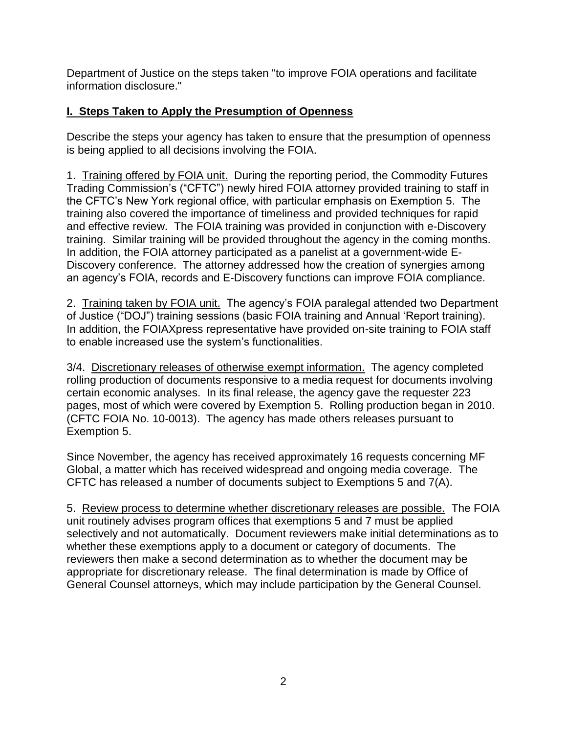Department of Justice on the steps taken "to improve FOIA operations and facilitate information disclosure."

## I. Steps Taken to Apply the Presumption of Openness

Describe the steps your agency has taken to ensure that the presumption of openness is being applied to all decisions involving the FOIA.

1. Training offered by FOIA unit. During the reporting period, the Commodity Futures Trading Commission's ("CFTC") newly hired FOIA attorney provided training to staff in the CFTC's New York regional office, with particular emphasis on Exemption 5. The training also covered the importance of timeliness and provided techniques for rapid and effective review. The FOIA training was provided in conjunction with e-Discovery training. Similar training will be provided throughout the agency in the coming months. In addition, the FOIA attorney participated as a panelist at a government-wide E-Discovery conference. The attorney addressed how the creation of synergies among an agency's FOIA, records and E-Discovery functions can improve FOIA compliance.

2. Training taken by FOIA unit. The agency's FOIA paralegal attended two Department of Justice ("DOJ") training sessions (basic FOIA training and Annual 'Report training). In addition, the FOIAXpress representative have provided on-site training to FOIA staff to enable increased use the system's functionalities.

3/4. Discretionary releases of otherwise exempt information. The agency completed rolling production of documents responsive to a media request for documents involving certain economic analyses. In its final release, the agency gave the requester 223 pages, most of which were covered by Exemption 5. Rolling production began in 2010. (CFTC FOIA No. 10-0013). The agency has made others releases pursuant to Exemption 5.

Since November, the agency has received approximately 16 requests concerning MF Global, a matter which has received widespread and ongoing media coverage. The CFTC has released a number of documents subject to Exemptions 5 and 7(A).

5. Review process to determine whether discretionary releases are possible. The FOIA unit routinely advises program offices that exemptions 5 and 7 must be applied selectively and not automatically. Document reviewers make initial determinations as to whether these exemptions apply to a document or category of documents. The reviewers then make a second determination as to whether the document may be appropriate for discretionary release. The final determination is made by Office of General Counsel attorneys, which may include participation by the General Counsel.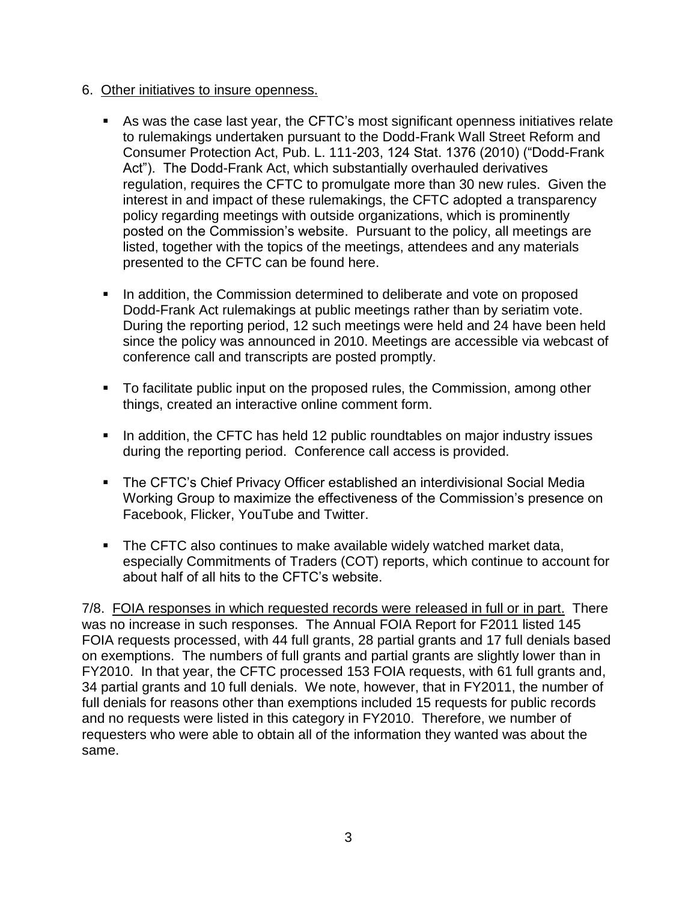6. Other initiatives to insure openness.

- As was the case last year, the CFTC's most significant openness initiatives relate to rulemakings undertaken pursuant to the Dodd-Frank Wall Street Reform and Consumer Protection Act, Pub. L. 111-203, 124 Stat. 1376 (2010) ("Dodd-Frank Act"). The Dodd-Frank Act, which substantially overhauled derivatives regulation, requires the CFTC to promulgate more than 30 new rules. Given the interest in and impact of these rulemakings, the CFTC adopted a transparency policy regarding meetings with outside organizations, which is prominently posted on the Commission's website. Pursuant to the policy, all meetings are listed, together with the topics of the meetings, attendees and any materials presented to the CFTC can be found here.

- In addition, the Commission determined to deliberate and vote on proposed Dodd-Frank Act rulemakings at public meetings rather than by seriatim vote. During the reporting period, 12 such meetings were held and 24 have been held since the policy was announced in 2010. Meetings are accessible via webcast of conference call and transcripts are posted promptly.

- To facilitate public input on the proposed rules, the Commission, among other things, created an interactive online comment form.

- In addition, the CFTC has held 12 public roundtables on major industry issues during the reporting period. Conference call access is provided.

- The CFTC's Chief Privacy Officer established an interdivisional Social Media Working Group to maximize the effectiveness of the Commission's presence on Facebook, Flicker, YouTube and Twitter.

- The CFTC also continues to make available widely watched market data, especially Commitments of Traders (COT) reports, which continue to account for about half of all hits to the CFTC's website.

7/8. FOIA responses in which requested records were released in full or in part. There was no increase in such responses. The Annual FOIA Report for F2011 listed 145 FOIA requests processed, with 44 full grants, 28 partial grants and 17 full denials based on exemptions. The numbers of full grants and partial grants are slightly lower than in FY2010. In that year, the CFTC processed 153 FOIA requests, with 61 full grants and, 34 partial grants and 10 full denials. We note, however, that in FY2011, the number of full denials for reasons other than exemptions included 15 requests for public records and no requests were listed in this category in FY2010. Therefore, we number of requesters who were able to obtain all of the information they wanted was about the same.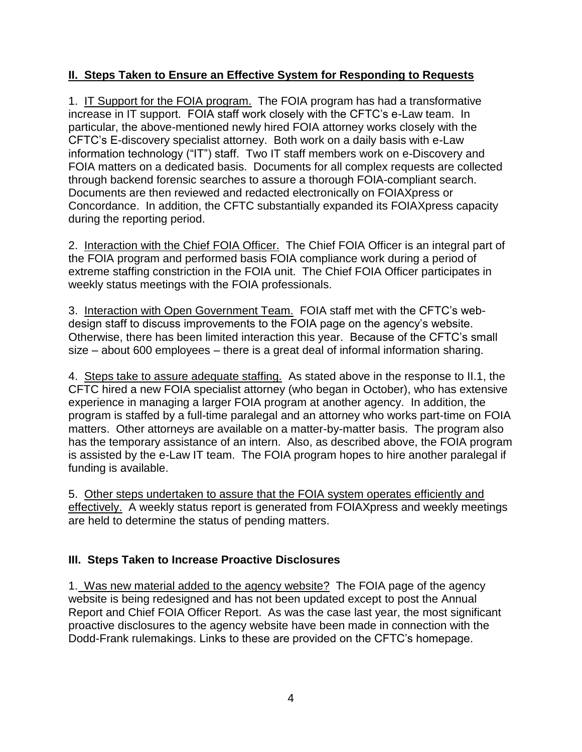## II. Steps Taken to Ensure an Effective System for Responding to Requests

1. IT Support for the FOIA program. The FOIA program has had a transformative increase in IT support. FOIA staff work closely with the CFTC's e-Law team. In particular, the above-mentioned newly hired FOIA attorney works closely with the CFTC's E-discovery specialist attorney. Both work on a daily basis with e-Law information technology ("IT") staff. Two IT staff members work on e-Discovery and FOIA matters on a dedicated basis. Documents for all complex requests are collected through backend forensic searches to assure a thorough FOIA-compliant search. Documents are then reviewed and redacted electronically on FOIAXpress or Concordance. In addition, the CFTC substantially expanded its FOIAXpress capacity during the reporting period.

2. Interaction with the Chief FOIA Officer. The Chief FOIA Officer is an integral part of the FOIA program and performed basis FOIA compliance work during a period of extreme staffing constriction in the FOIA unit. The Chief FOIA Officer participates in weekly status meetings with the FOIA professionals.

3. Interaction with Open Government Team. FOIA staff met with the CFTC's web-design staff to discuss improvements to the FOIA page on the agency's website. Otherwise, there has been limited interaction this year. Because of the CFTC's small size – about 600 employees – there is a great deal of informal information sharing.

4. Steps take to assure adequate staffing. As stated above in the response to II.1, the CFTC hired a new FOIA specialist attorney (who began in October), who has extensive experience in managing a larger FOIA program at another agency. In addition, the program is staffed by a full-time paralegal and an attorney who works part-time on FOIA matters. Other attorneys are available on a matter-by-matter basis. The program also has the temporary assistance of an intern. Also, as described above, the FOIA program is assisted by the e-Law IT team. The FOIA program hopes to hire another paralegal if funding is available.

5. Other steps undertaken to assure that the FOIA system operates efficiently and effectively. A weekly status report is generated from FOIAXpress and weekly meetings are held to determine the status of pending matters.

## III. Steps Taken to Increase Proactive Disclosures

1. Was new material added to the agency website? The FOIA page of the agency website is being redesigned and has not been updated except to post the Annual Report and Chief FOIA Officer Report. As was the case last year, the most significant proactive disclosures to the agency website have been made in connection with the Dodd-Frank rulemakings. Links to these are provided on the CFTC's homepage.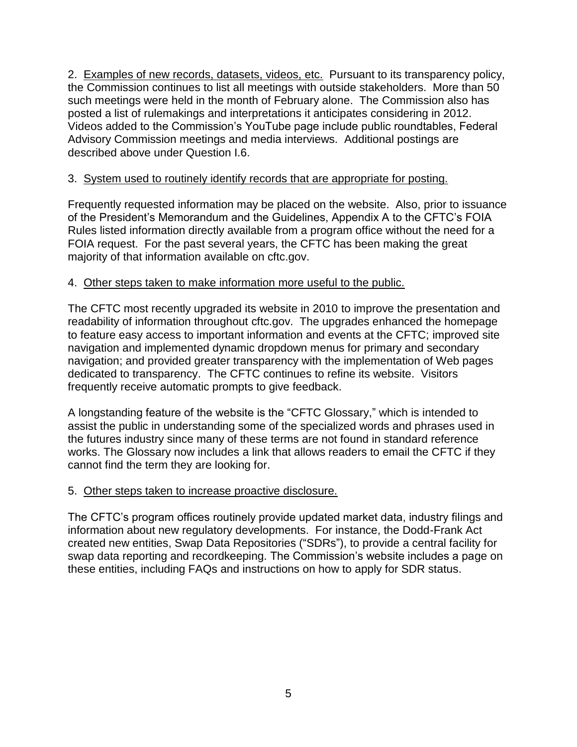2. <u>Examples of new records, datasets, videos, etc.</u> Pursuant to its transparency policy, the Commission continues to list all meetings with outside stakeholders. More than 50 such meetings were held in the month of February alone. The Commission also has posted a list of rulemakings and interpretations it anticipates considering in 2012. Videos added to the Commission's YouTube page include public roundtables, Federal Advisory Commission meetings and media interviews. Additional postings are described above under Question I.6.

3. <u>System used to routinely identify records that are appropriate for posting.</u>

Frequently requested information may be placed on the website. Also, prior to issuance of the President's Memorandum and the Guidelines, Appendix A to the CFTC's FOIA Rules listed information directly available from a program office without the need for a FOIA request. For the past several years, the CFTC has been making the great majority of that information available on cftc.gov.

4. <u>Other steps taken to make information more useful to the public.</u>

The CFTC most recently upgraded its website in 2010 to improve the presentation and readability of information throughout cftc.gov. The upgrades enhanced the homepage to feature easy access to important information and events at the CFTC; improved site navigation and implemented dynamic dropdown menus for primary and secondary navigation; and provided greater transparency with the implementation of Web pages dedicated to transparency. The CFTC continues to refine its website. Visitors frequently receive automatic prompts to give feedback.

A longstanding feature of the website is the "CFTC Glossary," which is intended to assist the public in understanding some of the specialized words and phrases used in the futures industry since many of these terms are not found in standard reference works. The Glossary now includes a link that allows readers to email the CFTC if they cannot find the term they are looking for.

5. <u>Other steps taken to increase proactive disclosure.</u>

The CFTC's program offices routinely provide updated market data, industry filings and information about new regulatory developments. For instance, the Dodd-Frank Act created new entities, Swap Data Repositories ("SDRs"), to provide a central facility for swap data reporting and recordkeeping. The Commission's website includes a page on these entities, including FAQs and instructions on how to apply for SDR status.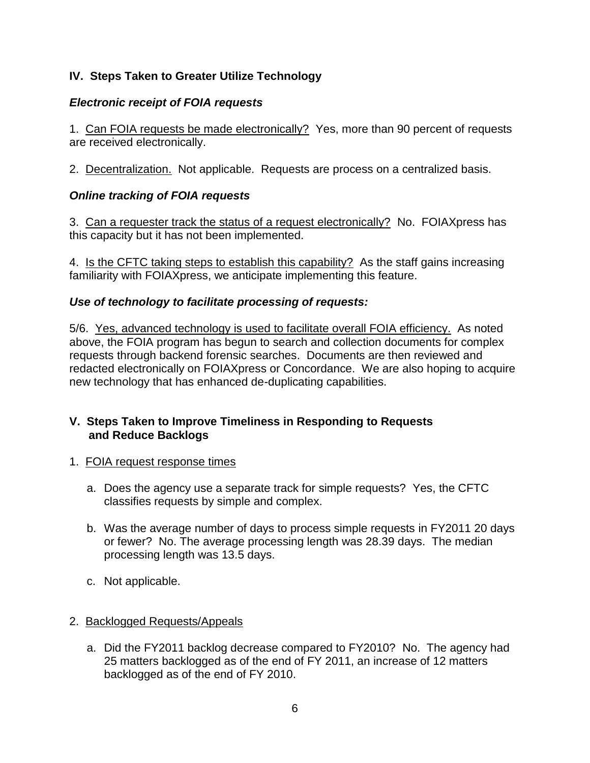## IV. Steps Taken to Greater Utilize Technology

### *Electronic receipt of FOIA requests*

1. Can FOIA requests be made electronically? Yes, more than 90 percent of requests are received electronically.

2. Decentralization. Not applicable. Requests are process on a centralized basis.

### *Online tracking of FOIA requests*

3. Can a requester track the status of a request electronically? No. FOIAXpress has this capacity but it has not been implemented.

4. Is the CFTC taking steps to establish this capability? As the staff gains increasing familiarity with FOIAXpress, we anticipate implementing this feature.

### *Use of technology to facilitate processing of requests:*

5/6. Yes, advanced technology is used to facilitate overall FOIA efficiency. As noted above, the FOIA program has begun to search and collection documents for complex requests through backend forensic searches. Documents are then reviewed and redacted electronically on FOIAXpress or Concordance. We are also hoping to acquire new technology that has enhanced de-duplicating capabilities.

## V. Steps Taken to Improve Timeliness in Responding to Requests and Reduce Backlogs

1. FOIA request response times

   a. Does the agency use a separate track for simple requests? Yes, the CFTC classifies requests by simple and complex.

   b. Was the average number of days to process simple requests in FY2011 20 days or fewer? No. The average processing length was 28.39 days. The median processing length was 13.5 days.

   c. Not applicable.

2. Backlogged Requests/Appeals

   a. Did the FY2011 backlog decrease compared to FY2010? No. The agency had 25 matters backlogged as of the end of FY 2011, an increase of 12 matters backlogged as of the end of FY 2010.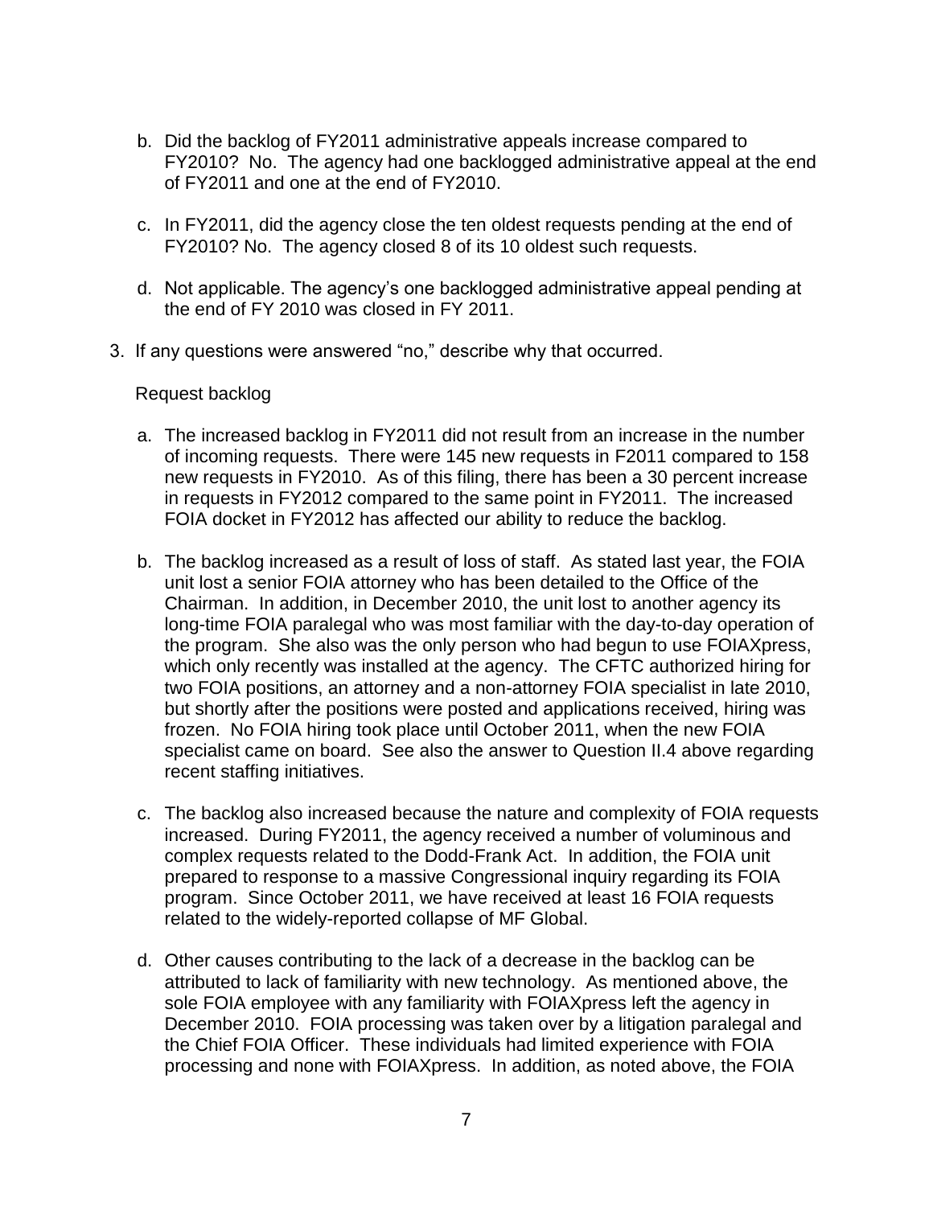b. Did the backlog of FY2011 administrative appeals increase compared to FY2010? No. The agency had one backlogged administrative appeal at the end of FY2011 and one at the end of FY2010.

c. In FY2011, did the agency close the ten oldest requests pending at the end of FY2010? No. The agency closed 8 of its 10 oldest such requests.

d. Not applicable. The agency's one backlogged administrative appeal pending at the end of FY 2010 was closed in FY 2011.

3. If any questions were answered "no," describe why that occurred.

   Request backlog

   a. The increased backlog in FY2011 did not result from an increase in the number of incoming requests. There were 145 new requests in F2011 compared to 158 new requests in FY2010. As of this filing, there has been a 30 percent increase in requests in FY2012 compared to the same point in FY2011. The increased FOIA docket in FY2012 has affected our ability to reduce the backlog.

   b. The backlog increased as a result of loss of staff. As stated last year, the FOIA unit lost a senior FOIA attorney who has been detailed to the Office of the Chairman. In addition, in December 2010, the unit lost to another agency its long-time FOIA paralegal who was most familiar with the day-to-day operation of the program. She also was the only person who had begun to use FOIAXpress, which only recently was installed at the agency. The CFTC authorized hiring for two FOIA positions, an attorney and a non-attorney FOIA specialist in late 2010, but shortly after the positions were posted and applications received, hiring was frozen. No FOIA hiring took place until October 2011, when the new FOIA specialist came on board. See also the answer to Question II.4 above regarding recent staffing initiatives.

   c. The backlog also increased because the nature and complexity of FOIA requests increased. During FY2011, the agency received a number of voluminous and complex requests related to the Dodd-Frank Act. In addition, the FOIA unit prepared to response to a massive Congressional inquiry regarding its FOIA program. Since October 2011, we have received at least 16 FOIA requests related to the widely-reported collapse of MF Global.

   d. Other causes contributing to the lack of a decrease in the backlog can be attributed to lack of familiarity with new technology. As mentioned above, the sole FOIA employee with any familiarity with FOIAXpress left the agency in December 2010. FOIA processing was taken over by a litigation paralegal and the Chief FOIA Officer. These individuals had limited experience with FOIA processing and none with FOIAXpress. In addition, as noted above, the FOIA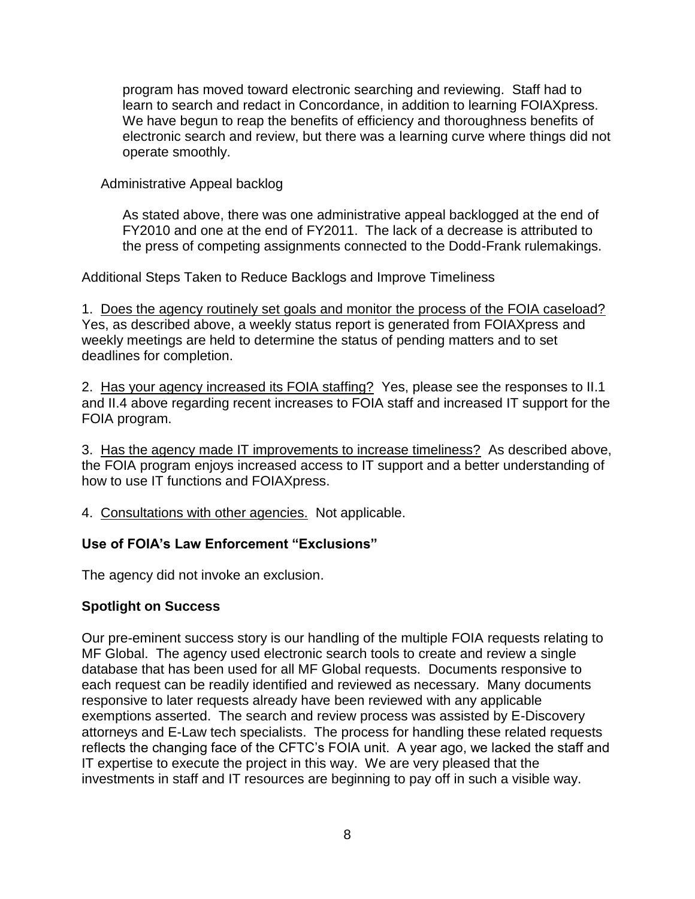program has moved toward electronic searching and reviewing. Staff had to learn to search and redact in Concordance, in addition to learning FOIAXpress. We have begun to reap the benefits of efficiency and thoroughness benefits of electronic search and review, but there was a learning curve where things did not operate smoothly.

Administrative Appeal backlog

As stated above, there was one administrative appeal backlogged at the end of FY2010 and one at the end of FY2011. The lack of a decrease is attributed to the press of competing assignments connected to the Dodd-Frank rulemakings.

Additional Steps Taken to Reduce Backlogs and Improve Timeliness

1. Does the agency routinely set goals and monitor the process of the FOIA caseload? Yes, as described above, a weekly status report is generated from FOIAXpress and weekly meetings are held to determine the status of pending matters and to set deadlines for completion.

2. Has your agency increased its FOIA staffing? Yes, please see the responses to II.1 and II.4 above regarding recent increases to FOIA staff and increased IT support for the FOIA program.

3. Has the agency made IT improvements to increase timeliness? As described above, the FOIA program enjoys increased access to IT support and a better understanding of how to use IT functions and FOIAXpress.

4. Consultations with other agencies. Not applicable.

**Use of FOIA's Law Enforcement "Exclusions"**

The agency did not invoke an exclusion.

**Spotlight on Success**

Our pre-eminent success story is our handling of the multiple FOIA requests relating to MF Global. The agency used electronic search tools to create and review a single database that has been used for all MF Global requests. Documents responsive to each request can be readily identified and reviewed as necessary. Many documents responsive to later requests already have been reviewed with any applicable exemptions asserted. The search and review process was assisted by E-Discovery attorneys and E-Law tech specialists. The process for handling these related requests reflects the changing face of the CFTC's FOIA unit. A year ago, we lacked the staff and IT expertise to execute the project in this way. We are very pleased that the investments in staff and IT resources are beginning to pay off in such a visible way.